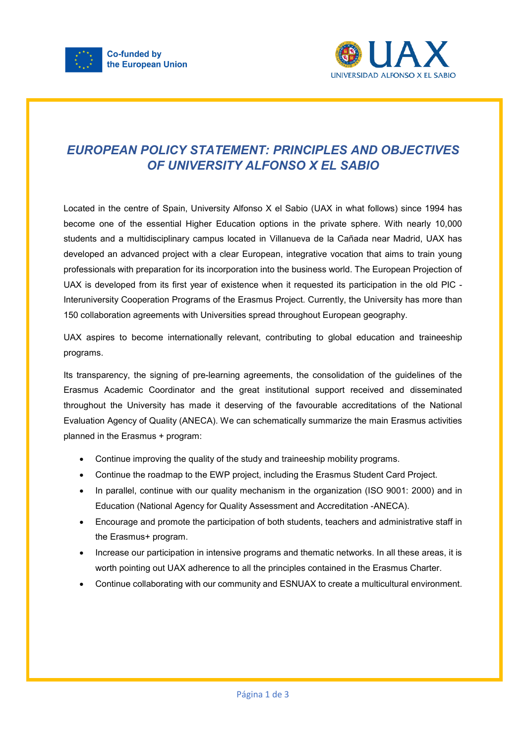# *EUROPEAN POLICY STATEMENT: PRINCIPLES AND OBJECTIVES OF UNIVERSITY ALFONSO X EL SABIO*

Located in the centre of Spain, University Alfonso X el Sabio (UAX in what follows) since 1994 has become one of the essential Higher Education options in the private sphere. With nearly 10,000 students and a multidisciplinary campus located in Villanueva de la Cañada near Madrid, UAX has developed an advanced project with a clear European, integrative vocation that aims to train young professionals with preparation for its incorporation into the business world. The European Projection of UAX is developed from its first year of existence when it requested its participation in the old PIC - Interuniversity Cooperation Programs of the Erasmus Project. Currently, the University has more than 150 collaboration agreements with Universities spread throughout European geography.

UAX aspires to become internationally relevant, contributing to global education and traineeship programs.

Its transparency, the signing of pre-learning agreements, the consolidation of the guidelines of the Erasmus Academic Coordinator and the great institutional support received and disseminated throughout the University has made it deserving of the favourable accreditations of the National Evaluation Agency of Quality (ANECA). We can schematically summarize the main Erasmus activities planned in the Erasmus + program:

- Continue improving the quality of the study and traineeship mobility programs.
- Continue the roadmap to the EWP project, including the Erasmus Student Card Project.
- In parallel, continue with our quality mechanism in the organization (ISO 9001: 2000) and in Education (National Agency for Quality Assessment and Accreditation -ANECA).
- Encourage and promote the participation of both students, teachers and administrative staff in the Erasmus+ program.
- Increase our participation in intensive programs and thematic networks. In all these areas, it is worth pointing out UAX adherence to all the principles contained in the Erasmus Charter.
- Continue collaborating with our community and ESNUAX to create a multicultural environment.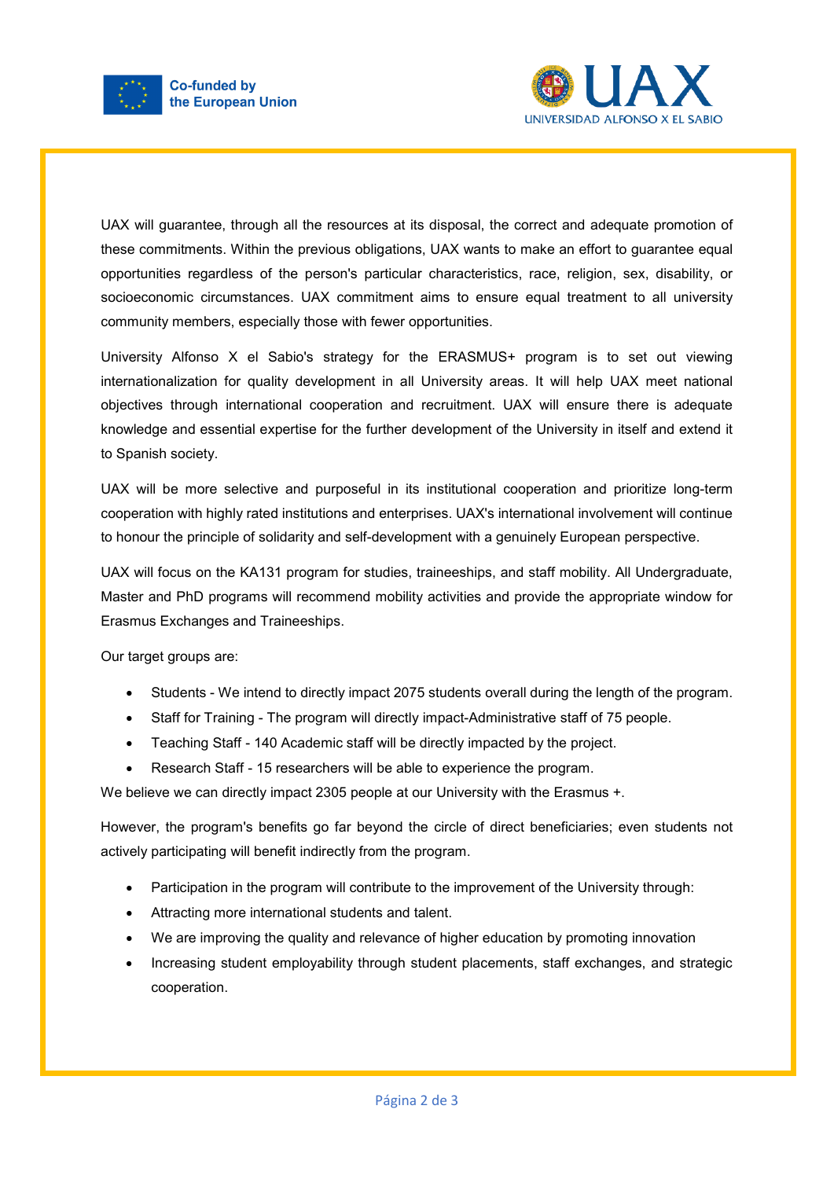UAX will guarantee, through all the resources at its disposal, the correct and adequate promotion of these commitments. Within the previous obligations, UAX wants to make an effort to guarantee equal opportunities regardless of the person's particular characteristics, race, religion, sex, disability, or socioeconomic circumstances. UAX commitment aims to ensure equal treatment to all university community members, especially those with fewer opportunities.

University Alfonso X el Sabio's strategy for the ERASMUS+ program is to set out viewing internationalization for quality development in all University areas. It will help UAX meet national objectives through international cooperation and recruitment. UAX will ensure there is adequate knowledge and essential expertise for the further development of the University in itself and extend it to Spanish society.

UAX will be more selective and purposeful in its institutional cooperation and prioritize long-term cooperation with highly rated institutions and enterprises. UAX's international involvement will continue to honour the principle of solidarity and self-development with a genuinely European perspective.

UAX will focus on the KA131 program for studies, traineeships, and staff mobility. All Undergraduate, Master and PhD programs will recommend mobility activities and provide the appropriate window for Erasmus Exchanges and Traineeships.

Our target groups are:

- Students - We intend to directly impact 2075 students overall during the length of the program.
- Staff for Training - The program will directly impact-Administrative staff of 75 people.
- Teaching Staff - 140 Academic staff will be directly impacted by the project.
- Research Staff - 15 researchers will be able to experience the program.

We believe we can directly impact 2305 people at our University with the Erasmus +.

However, the program's benefits go far beyond the circle of direct beneficiaries; even students not actively participating will benefit indirectly from the program.

- Participation in the program will contribute to the improvement of the University through:
- Attracting more international students and talent.
- We are improving the quality and relevance of higher education by promoting innovation
- Increasing student employability through student placements, staff exchanges, and strategic cooperation.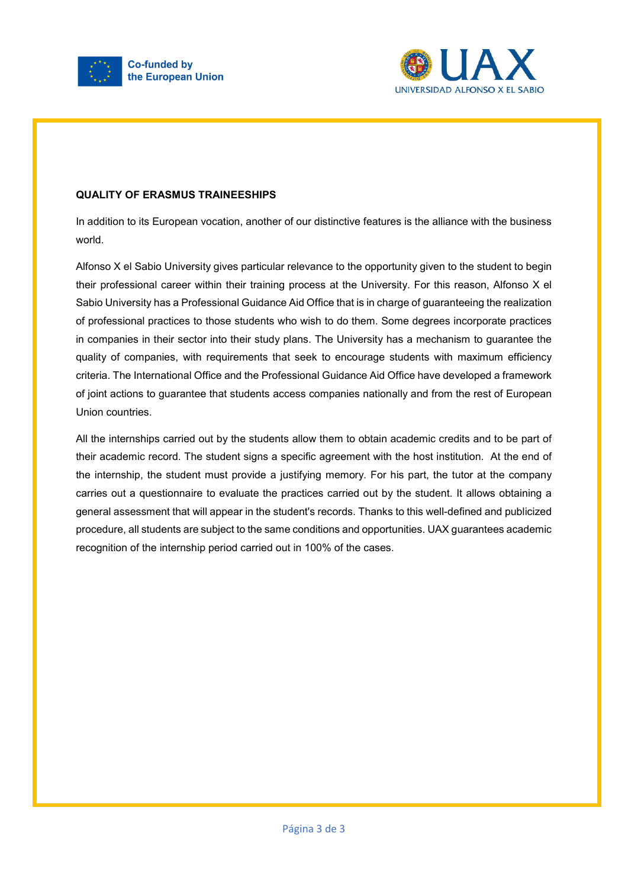**QUALITY OF ERASMUS TRAINEESHIPS**

In addition to its European vocation, another of our distinctive features is the alliance with the business world.

Alfonso X el Sabio University gives particular relevance to the opportunity given to the student to begin their professional career within their training process at the University. For this reason, Alfonso X el Sabio University has a Professional Guidance Aid Office that is in charge of guaranteeing the realization of professional practices to those students who wish to do them. Some degrees incorporate practices in companies in their sector into their study plans. The University has a mechanism to guarantee the quality of companies, with requirements that seek to encourage students with maximum efficiency criteria. The International Office and the Professional Guidance Aid Office have developed a framework of joint actions to guarantee that students access companies nationally and from the rest of European Union countries.

All the internships carried out by the students allow them to obtain academic credits and to be part of their academic record. The student signs a specific agreement with the host institution. At the end of the internship, the student must provide a justifying memory. For his part, the tutor at the company carries out a questionnaire to evaluate the practices carried out by the student. It allows obtaining a general assessment that will appear in the student's records. Thanks to this well-defined and publicized procedure, all students are subject to the same conditions and opportunities. UAX guarantees academic recognition of the internship period carried out in 100% of the cases.